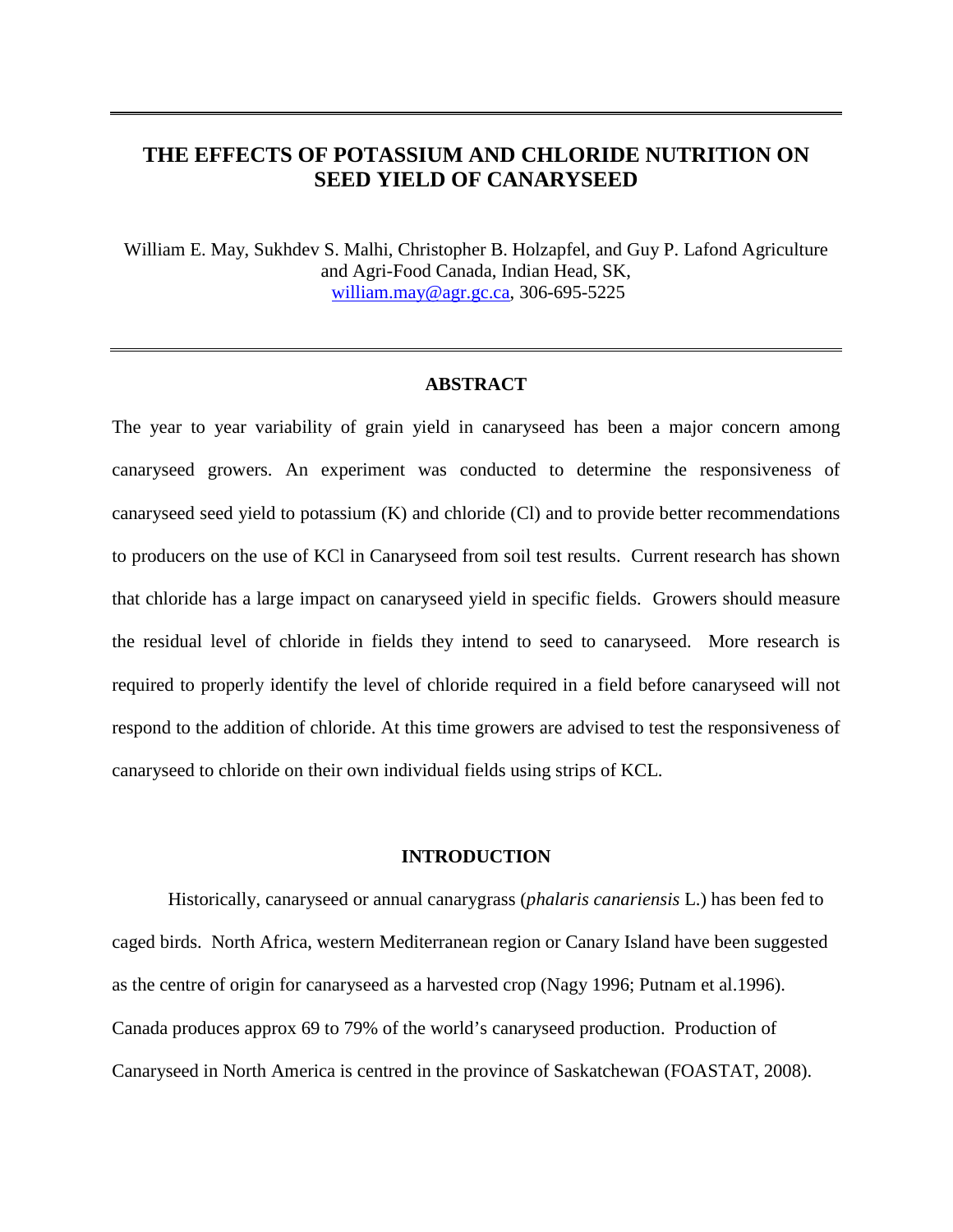# THE EFFECTS OF POTASSIUM AND CHLORIDE NUTRITION ON SEED YIELD OF CANARYSEED

William E. May, Sukhdev S. Malhi, Christopher B. Holzapfel, and Guy P. Lafond Agriculture and Agri-Food Canada, Indian Head, SK,
william.may@agr.gc.ca, 306-695-5225

## ABSTRACT

The year to year variability of grain yield in canaryseed has been a major concern among canaryseed growers. An experiment was conducted to determine the responsiveness of canaryseed seed yield to potassium (K) and chloride (Cl) and to provide better recommendations to producers on the use of KCl in Canaryseed from soil test results. Current research has shown that chloride has a large impact on canaryseed yield in specific fields. Growers should measure the residual level of chloride in fields they intend to seed to canaryseed. More research is required to properly identify the level of chloride required in a field before canaryseed will not respond to the addition of chloride. At this time growers are advised to test the responsiveness of canaryseed to chloride on their own individual fields using strips of KCL.

## INTRODUCTION

Historically, canaryseed or annual canarygrass (*phalaris canariensis* L.) has been fed to caged birds. North Africa, western Mediterranean region or Canary Island have been suggested as the centre of origin for canaryseed as a harvested crop (Nagy 1996; Putnam et al.1996). Canada produces approx 69 to 79% of the world's canaryseed production. Production of Canaryseed in North America is centred in the province of Saskatchewan (FOASTAT, 2008).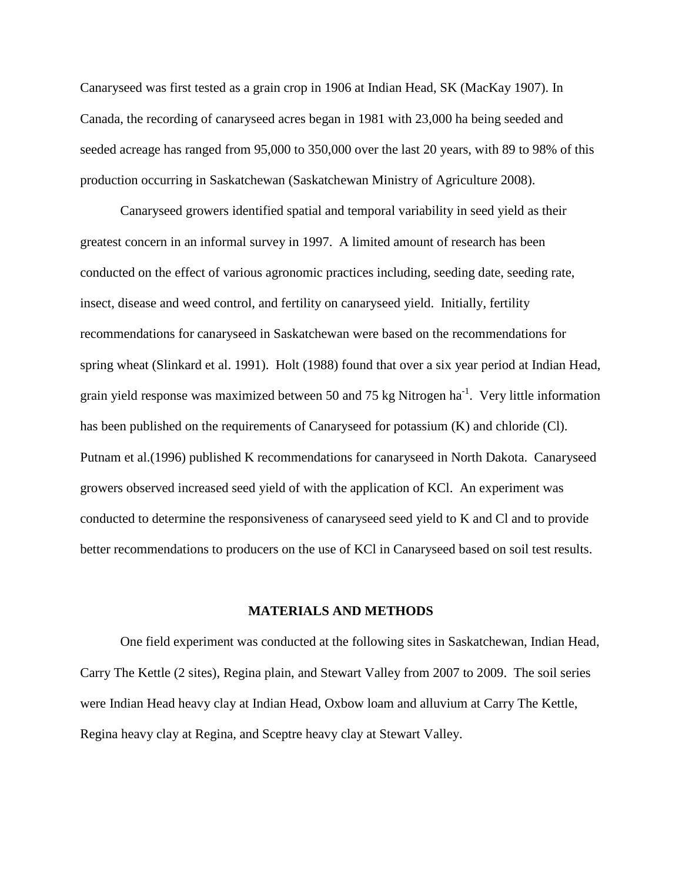Canaryseed was first tested as a grain crop in 1906 at Indian Head, SK (MacKay 1907). In Canada, the recording of canaryseed acres began in 1981 with 23,000 ha being seeded and seeded acreage has ranged from 95,000 to 350,000 over the last 20 years, with 89 to 98% of this production occurring in Saskatchewan (Saskatchewan Ministry of Agriculture 2008).

Canaryseed growers identified spatial and temporal variability in seed yield as their greatest concern in an informal survey in 1997. A limited amount of research has been conducted on the effect of various agronomic practices including, seeding date, seeding rate, insect, disease and weed control, and fertility on canaryseed yield. Initially, fertility recommendations for canaryseed in Saskatchewan were based on the recommendations for spring wheat (Slinkard et al. 1991). Holt (1988) found that over a six year period at Indian Head, grain yield response was maximized between 50 and 75 kg Nitrogen $ha^{-1}$. Very little information has been published on the requirements of Canaryseed for potassium (K) and chloride (Cl). Putnam et al.(1996) published K recommendations for canaryseed in North Dakota. Canaryseed growers observed increased seed yield of with the application of KCl. An experiment was conducted to determine the responsiveness of canaryseed seed yield to K and Cl and to provide better recommendations to producers on the use of KCl in Canaryseed based on soil test results.

## MATERIALS AND METHODS

One field experiment was conducted at the following sites in Saskatchewan, Indian Head, Carry The Kettle (2 sites), Regina plain, and Stewart Valley from 2007 to 2009. The soil series were Indian Head heavy clay at Indian Head, Oxbow loam and alluvium at Carry The Kettle, Regina heavy clay at Regina, and Sceptre heavy clay at Stewart Valley.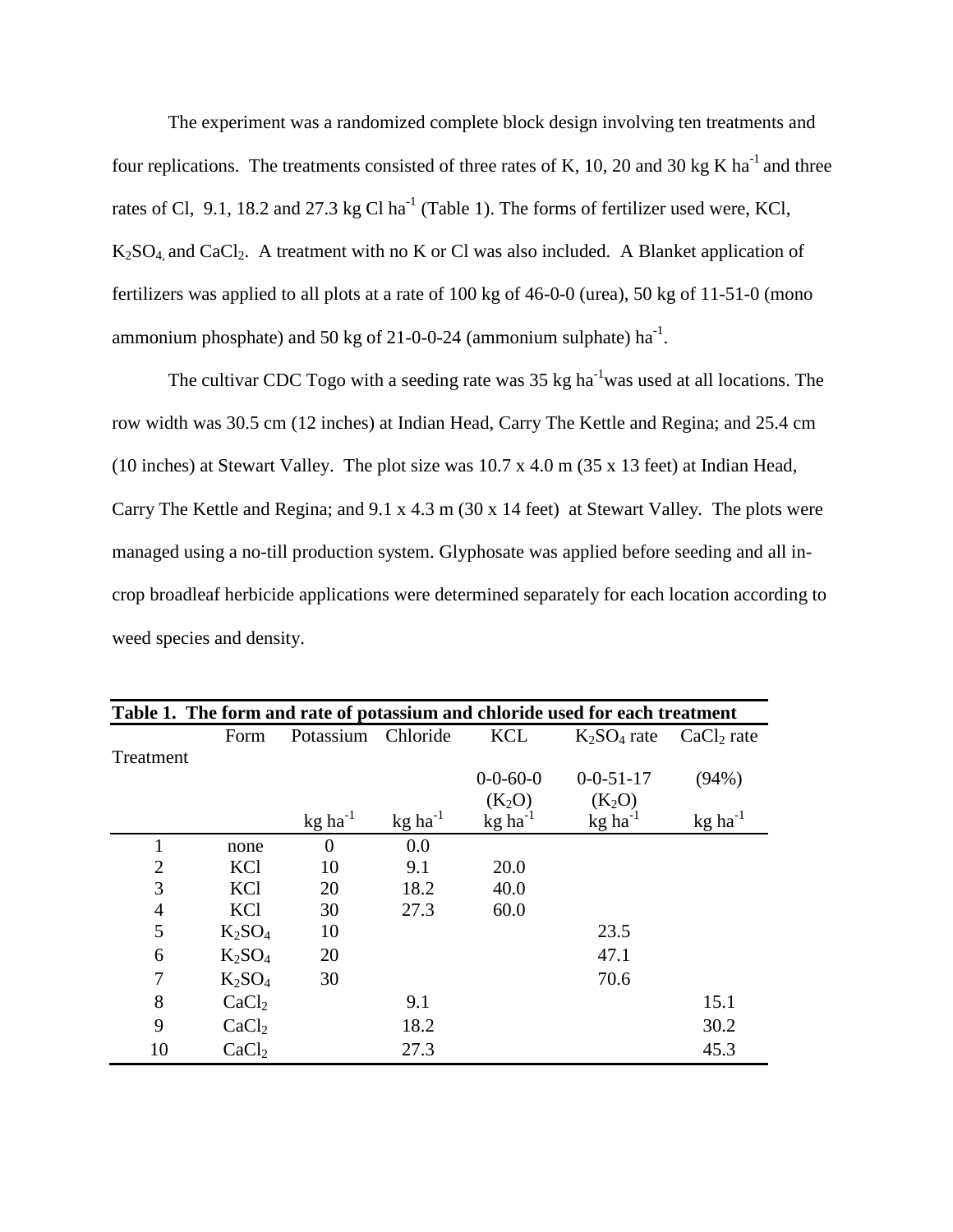The experiment was a randomized complete block design involving ten treatments and four replications. The treatments consisted of three rates of K, 10, 20 and 30 kg K ha$^{-1}$ and three rates of Cl, 9.1, 18.2 and 27.3 kg Cl ha$^{-1}$ (Table 1). The forms of fertilizer used were, KCl, $K_2SO_4$, and $CaCl_2$. A treatment with no K or Cl was also included. A Blanket application of fertilizers was applied to all plots at a rate of 100 kg of 46-0-0 (urea), 50 kg of 11-51-0 (mono ammonium phosphate) and 50 kg of 21-0-0-24 (ammonium sulphate) ha$^{-1}$.

The cultivar CDC Togo with a seeding rate was 35 kg ha$^{-1}$was used at all locations. The row width was 30.5 cm (12 inches) at Indian Head, Carry The Kettle and Regina; and 25.4 cm (10 inches) at Stewart Valley. The plot size was 10.7 x 4.0 m (35 x 13 feet) at Indian Head, Carry The Kettle and Regina; and 9.1 x 4.3 m (30 x 14 feet) at Stewart Valley. The plots were managed using a no-till production system. Glyphosate was applied before seeding and all in-crop broadleaf herbicide applications were determined separately for each location according to weed species and density.

**Table 1. The form and rate of potassium and chloride used for each treatment**

| Treatment | Form | Potassium | Chloride | KCL | $K_2SO_4$ rate | $CaCl_2$ rate |
|---|---|---|---|---|---|---|
| | | | | 0-0-60-0 ($K_2O$) | 0-0-51-17 ($K_2O$) | (94%) |
| | | kg ha$^{-1}$ | kg ha$^{-1}$ | kg ha$^{-1}$ | kg ha$^{-1}$ | kg ha$^{-1}$ |
| 1 | none | 0 | 0.0 | | | |
| 2 | KCl | 10 | 9.1 | 20.0 | | |
| 3 | KCl | 20 | 18.2 | 40.0 | | |
| 4 | KCl | 30 | 27.3 | 60.0 | | |
| 5 | $K_2SO_4$ | 10 | | | 23.5 | |
| 6 | $K_2SO_4$ | 20 | | | 47.1 | |
| 7 | $K_2SO_4$ | 30 | | | 70.6 | |
| 8 | $CaCl_2$ | | 9.1 | | | 15.1 |
| 9 | $CaCl_2$ | | 18.2 | | | 30.2 |
| 10 | $CaCl_2$ | | 27.3 | | | 45.3 |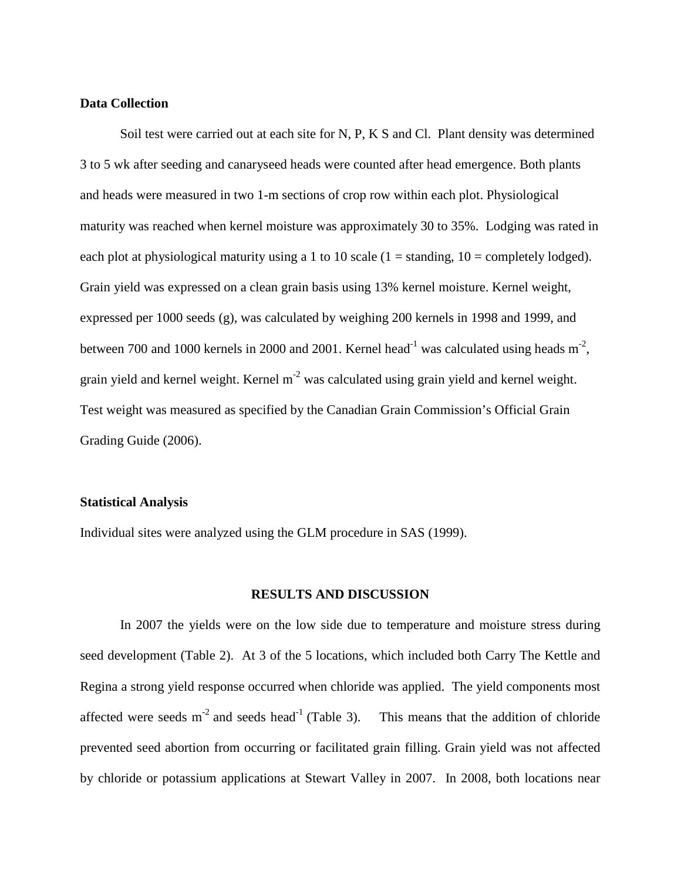**Data Collection**

Soil test were carried out at each site for N, P, K S and Cl. Plant density was determined 3 to 5 wk after seeding and canaryseed heads were counted after head emergence. Both plants and heads were measured in two 1-m sections of crop row within each plot. Physiological maturity was reached when kernel moisture was approximately 30 to 35%. Lodging was rated in each plot at physiological maturity using a 1 to 10 scale (1 = standing, 10 = completely lodged). Grain yield was expressed on a clean grain basis using 13% kernel moisture. Kernel weight, expressed per 1000 seeds (g), was calculated by weighing 200 kernels in 1998 and 1999, and between 700 and 1000 kernels in 2000 and 2001. Kernel head$^{-1}$ was calculated using heads m$^{-2}$, grain yield and kernel weight. Kernel m$^{-2}$ was calculated using grain yield and kernel weight. Test weight was measured as specified by the Canadian Grain Commission's Official Grain Grading Guide (2006).

**Statistical Analysis**

Individual sites were analyzed using the GLM procedure in SAS (1999).

**RESULTS AND DISCUSSION**

In 2007 the yields were on the low side due to temperature and moisture stress during seed development (Table 2). At 3 of the 5 locations, which included both Carry The Kettle and Regina a strong yield response occurred when chloride was applied. The yield components most affected were seeds m$^{-2}$ and seeds head$^{-1}$ (Table 3). This means that the addition of chloride prevented seed abortion from occurring or facilitated grain filling. Grain yield was not affected by chloride or potassium applications at Stewart Valley in 2007. In 2008, both locations near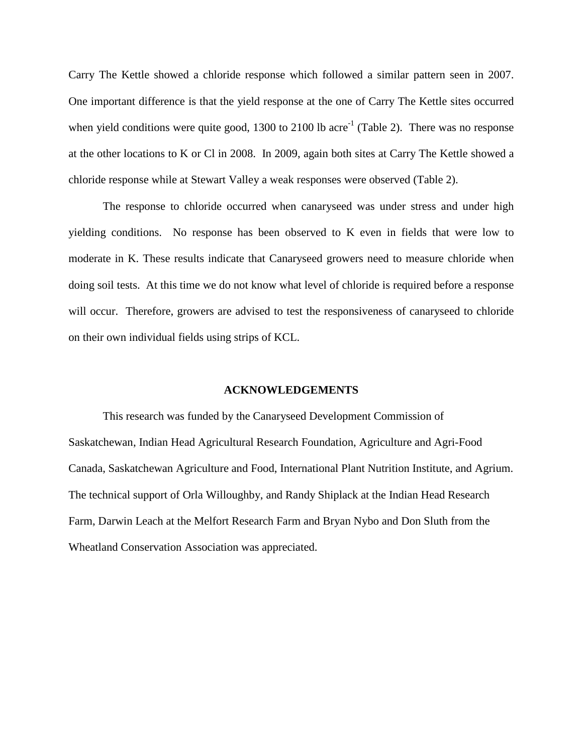Carry The Kettle showed a chloride response which followed a similar pattern seen in 2007. One important difference is that the yield response at the one of Carry The Kettle sites occurred when yield conditions were quite good, 1300 to 2100 lb acre$^{-1}$ (Table 2). There was no response at the other locations to K or Cl in 2008. In 2009, again both sites at Carry The Kettle showed a chloride response while at Stewart Valley a weak responses were observed (Table 2).

The response to chloride occurred when canaryseed was under stress and under high yielding conditions. No response has been observed to K even in fields that were low to moderate in K. These results indicate that Canaryseed growers need to measure chloride when doing soil tests. At this time we do not know what level of chloride is required before a response will occur. Therefore, growers are advised to test the responsiveness of canaryseed to chloride on their own individual fields using strips of KCL.

## ACKNOWLEDGEMENTS

This research was funded by the Canaryseed Development Commission of Saskatchewan, Indian Head Agricultural Research Foundation, Agriculture and Agri-Food Canada, Saskatchewan Agriculture and Food, International Plant Nutrition Institute, and Agrium. The technical support of Orla Willoughby, and Randy Shiplack at the Indian Head Research Farm, Darwin Leach at the Melfort Research Farm and Bryan Nybo and Don Sluth from the Wheatland Conservation Association was appreciated.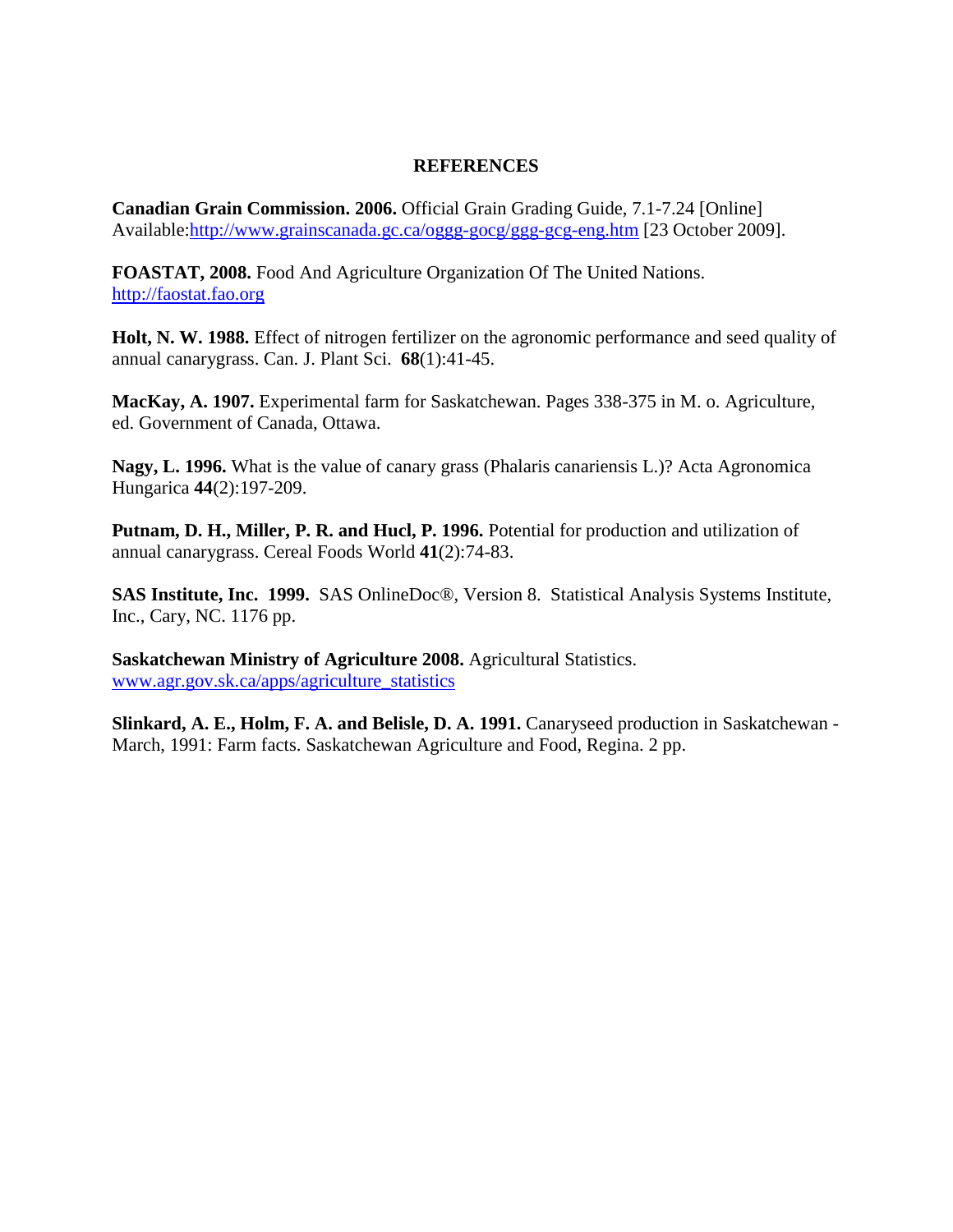## REFERENCES

**Canadian Grain Commission. 2006.** Official Grain Grading Guide, 7.1-7.24 [Online] Available:http://www.grainscanada.gc.ca/oggg-gocg/ggg-gcg-eng.htm [23 October 2009].

**FOASTAT, 2008.** Food And Agriculture Organization Of The United Nations. http://faostat.fao.org

**Holt, N. W. 1988.** Effect of nitrogen fertilizer on the agronomic performance and seed quality of annual canarygrass. Can. J. Plant Sci. **68**(1):41-45.

**MacKay, A. 1907.** Experimental farm for Saskatchewan. Pages 338-375 in M. o. Agriculture, ed. Government of Canada, Ottawa.

**Nagy, L. 1996.** What is the value of canary grass (Phalaris canariensis L.)? Acta Agronomica Hungarica **44**(2):197-209.

**Putnam, D. H., Miller, P. R. and Hucl, P. 1996.** Potential for production and utilization of annual canarygrass. Cereal Foods World **41**(2):74-83.

**SAS Institute, Inc. 1999.** SAS OnlineDoc®, Version 8. Statistical Analysis Systems Institute, Inc., Cary, NC. 1176 pp.

**Saskatchewan Ministry of Agriculture 2008.** Agricultural Statistics. www.agr.gov.sk.ca/apps/agriculture_statistics

**Slinkard, A. E., Holm, F. A. and Belisle, D. A. 1991.** Canaryseed production in Saskatchewan - March, 1991: Farm facts. Saskatchewan Agriculture and Food, Regina. 2 pp.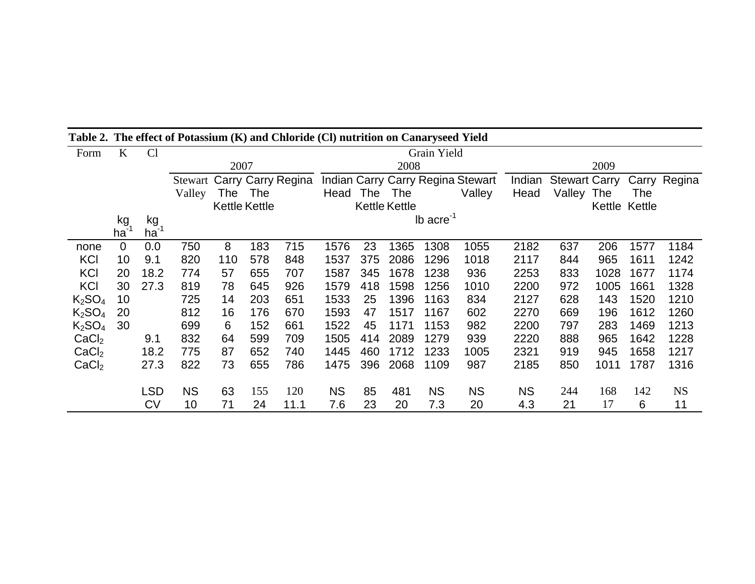**Table 2. The effect of Potassium (K) and Chloride (Cl) nutrition on Canaryseed Yield**

| Form | K | Cl | Grain Yield | | | | | | | | | | | | | |
|---|---|---|---|---|---|---|---|---|---|---|---|---|---|---|---|---|
| | | | 2007 | | | | 2008 | | | | | 2009 | | | | |
| | | | Stewart Valley | Carry The Kettle | Carry The Kettle | Regina | Indian Head | Carry The Kettle | Carry The Kettle | Regina | Stewart Valley | Indian Head | Stewart Valley | Carry The Kettle | Carry The Kettle | Regina |
| | kg $ha^{-1}$ | kg $ha^{-1}$ | lb $acre^{-1}$ | | | | | | | | | | | | | |
| none | 0 | 0.0 | 750 | 8 | 183 | 715 | 1576 | 23 | 1365 | 1308 | 1055 | 2182 | 637 | 206 | 1577 | 1184 |
| KCl | 10 | 9.1 | 820 | 110 | 578 | 848 | 1537 | 375 | 2086 | 1296 | 1018 | 2117 | 844 | 965 | 1611 | 1242 |
| KCl | 20 | 18.2 | 774 | 57 | 655 | 707 | 1587 | 345 | 1678 | 1238 | 936 | 2253 | 833 | 1028 | 1677 | 1174 |
| KCl | 30 | 27.3 | 819 | 78 | 645 | 926 | 1579 | 418 | 1598 | 1256 | 1010 | 2200 | 972 | 1005 | 1661 | 1328 |
| $K_2SO_4$ | 10 | | 725 | 14 | 203 | 651 | 1533 | 25 | 1396 | 1163 | 834 | 2127 | 628 | 143 | 1520 | 1210 |
| $K_2SO_4$ | 20 | | 812 | 16 | 176 | 670 | 1593 | 47 | 1517 | 1167 | 602 | 2270 | 669 | 196 | 1612 | 1260 |
| $K_2SO_4$ | 30 | | 699 | 6 | 152 | 661 | 1522 | 45 | 1171 | 1153 | 982 | 2200 | 797 | 283 | 1469 | 1213 |
| $CaCl_2$ | | 9.1 | 832 | 64 | 599 | 709 | 1505 | 414 | 2089 | 1279 | 939 | 2220 | 888 | 965 | 1642 | 1228 |
| $CaCl_2$ | | 18.2 | 775 | 87 | 652 | 740 | 1445 | 460 | 1712 | 1233 | 1005 | 2321 | 919 | 945 | 1658 | 1217 |
| $CaCl_2$ | | 27.3 | 822 | 73 | 655 | 786 | 1475 | 396 | 2068 | 1109 | 987 | 2185 | 850 | 1011 | 1787 | 1316 |
| | | LSD | NS | 63 | 155 | 120 | NS | 85 | 481 | NS | NS | NS | 244 | 168 | 142 | NS |
| | | CV | 10 | 71 | 24 | 11.1 | 7.6 | 23 | 20 | 7.3 | 20 | 4.3 | 21 | 17 | 6 | 11 |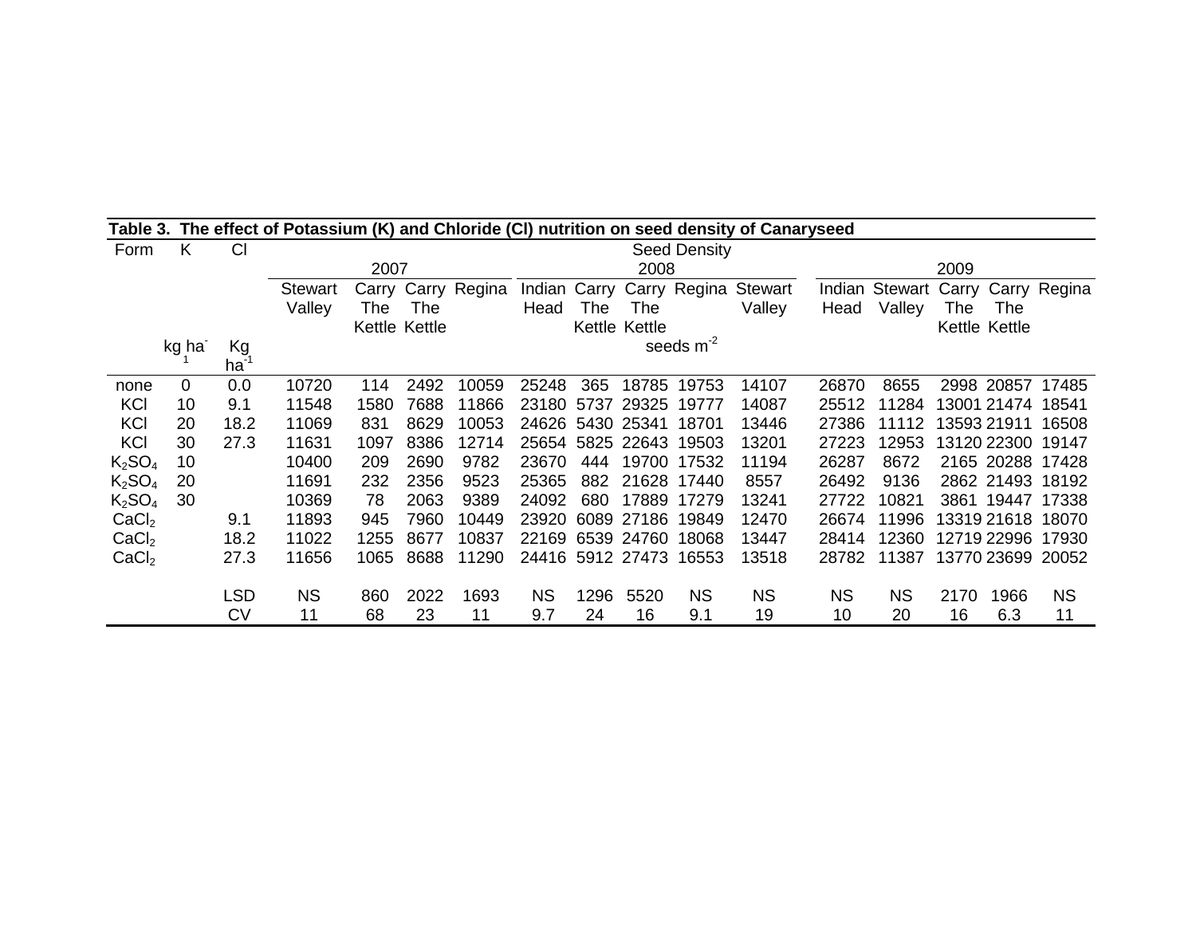**Table 3. The effect of Potassium (K) and Chloride (Cl) nutrition on seed density of Canaryseed**

| Form | K | Cl | Seed Density | | | | | | | | | | | | | |
|---|---|---|---|---|---|---|---|---|---|---|---|---|---|---|---|---|
| | | | 2007 | | | | 2008 | | | | | 2009 | | | | |
| | | | Stewart Valley | Carry The Kettle | Carry The Kettle | Regina | Indian Head | Carry The Kettle | Carry The Kettle | Regina | Stewart Valley | Indian Head | Stewart Valley | Carry The Kettle | Carry The Kettle | Regina |
| | kg ha$^{-1}$ | Kg ha$^{-1}$ | seeds m$^{-2}$ | | | | | | | | | | | | | |
| none | 0 | 0.0 | 10720 | 114 | 2492 | 10059 | 25248 | 365 | 18785 | 19753 | 14107 | 26870 | 8655 | 2998 | 20857 | 17485 |
| KCl | 10 | 9.1 | 11548 | 1580 | 7688 | 11866 | 23180 | 5737 | 29325 | 19777 | 14087 | 25512 | 11284 | 13001 | 21474 | 18541 |
| KCl | 20 | 18.2 | 11069 | 831 | 8629 | 10053 | 24626 | 5430 | 25341 | 18701 | 13446 | 27386 | 11112 | 13593 | 21911 | 16508 |
| KCl | 30 | 27.3 | 11631 | 1097 | 8386 | 12714 | 25654 | 5825 | 22643 | 19503 | 13201 | 27223 | 12953 | 13120 | 22300 | 19147 |
| $K_2SO_4$ | 10 | | 10400 | 209 | 2690 | 9782 | 23670 | 444 | 19700 | 17532 | 11194 | 26287 | 8672 | 2165 | 20288 | 17428 |
| $K_2SO_4$ | 20 | | 11691 | 232 | 2356 | 9523 | 25365 | 882 | 21628 | 17440 | 8557 | 26492 | 9136 | 2862 | 21493 | 18192 |
| $K_2SO_4$ | 30 | | 10369 | 78 | 2063 | 9389 | 24092 | 680 | 17889 | 17279 | 13241 | 27722 | 10821 | 3861 | 19447 | 17338 |
| $CaCl_2$ | | 9.1 | 11893 | 945 | 7960 | 10449 | 23920 | 6089 | 27186 | 19849 | 12470 | 26674 | 11996 | 13319 | 21618 | 18070 |
| $CaCl_2$ | | 18.2 | 11022 | 1255 | 8677 | 10837 | 22169 | 6539 | 24760 | 18068 | 13447 | 28414 | 12360 | 12719 | 22996 | 17930 |
| $CaCl_2$ | | 27.3 | 11656 | 1065 | 8688 | 11290 | 24416 | 5912 | 27473 | 16553 | 13518 | 28782 | 11387 | 13770 | 23699 | 20052 |
| | | LSD | NS | 860 | 2022 | 1693 | NS | 1296 | 5520 | NS | NS | NS | NS | 2170 | 1966 | NS |
| | | CV | 11 | 68 | 23 | 11 | 9.7 | 24 | 16 | 9.1 | 19 | 10 | 20 | 16 | 6.3 | 11 |